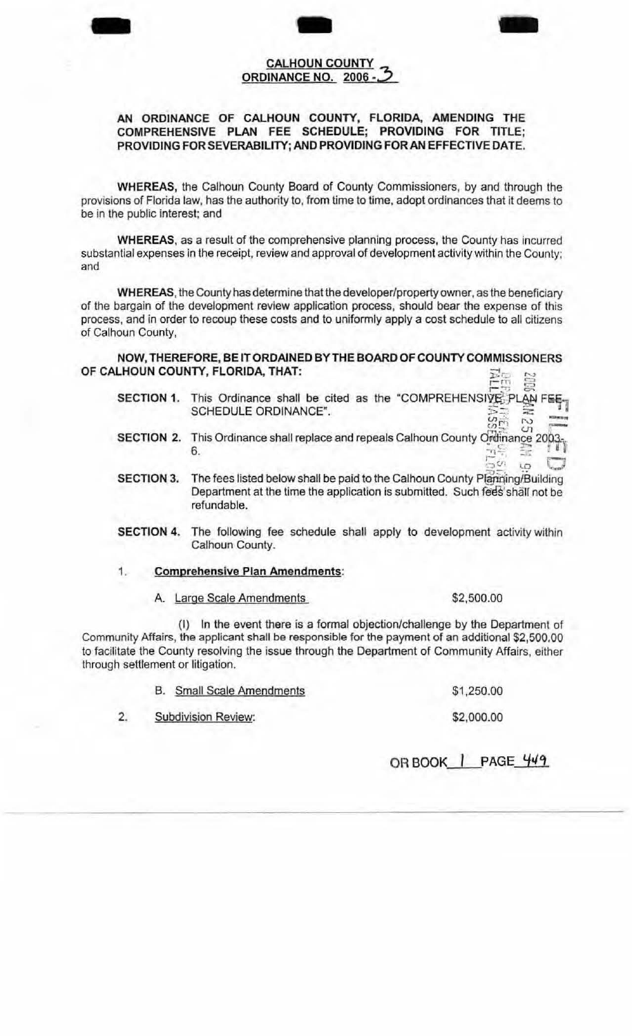**CALHOUN COUNTY**
**ORDINANCE NO. 2006-3**

**AN ORDINANCE OF CALHOUN COUNTY, FLORIDA, AMENDING THE COMPREHENSIVE PLAN FEE SCHEDULE; PROVIDING FOR TITLE; PROVIDING FOR SEVERABILITY; AND PROVIDING FOR AN EFFECTIVE DATE.**

**WHEREAS,** the Calhoun County Board of County Commissioners, by and through the provisions of Florida law, has the authority to, from time to time, adopt ordinances that it deems to be in the public interest; and

**WHEREAS**, as a result of the comprehensive planning process, the County has incurred substantial expenses in the receipt, review and approval of development activity within the County; and

**WHEREAS**, the County has determine that the developer/property owner, as the beneficiary of the bargain of the development review application process, should bear the expense of this process, and in order to recoup these costs and to uniformly apply a cost schedule to all citizens of Calhoun County,

**NOW, THEREFORE, BE IT ORDAINED BY THE BOARD OF COUNTY COMMISSIONERS OF CALHOUN COUNTY, FLORIDA, THAT:**

**SECTION 1.** This Ordinance shall be cited as the "COMPREHENSIVE PLAN FEE SCHEDULE ORDINANCE".

**SECTION 2.** This Ordinance shall replace and repeals Calhoun County Ordinance 2003-6.

**SECTION 3.** The fees listed below shall be paid to the Calhoun County Planning/Building Department at the time the application is submitted. Such fees shall not be refundable.

**SECTION 4.** The following fee schedule shall apply to development activity within Calhoun County.

1. **Comprehensive Plan Amendments**:

   A. Large Scale Amendments — $2,500.00

   (I) In the event there is a formal objection/challenge by the Department of Community Affairs, the applicant shall be responsible for the payment of an additional $2,500.00 to facilitate the County resolving the issue through the Department of Community Affairs, either through settlement or litigation.

   B. Small Scale Amendments — $1,250.00

2. Subdivision Review: — $2,000.00

OR BOOK 1 PAGE 449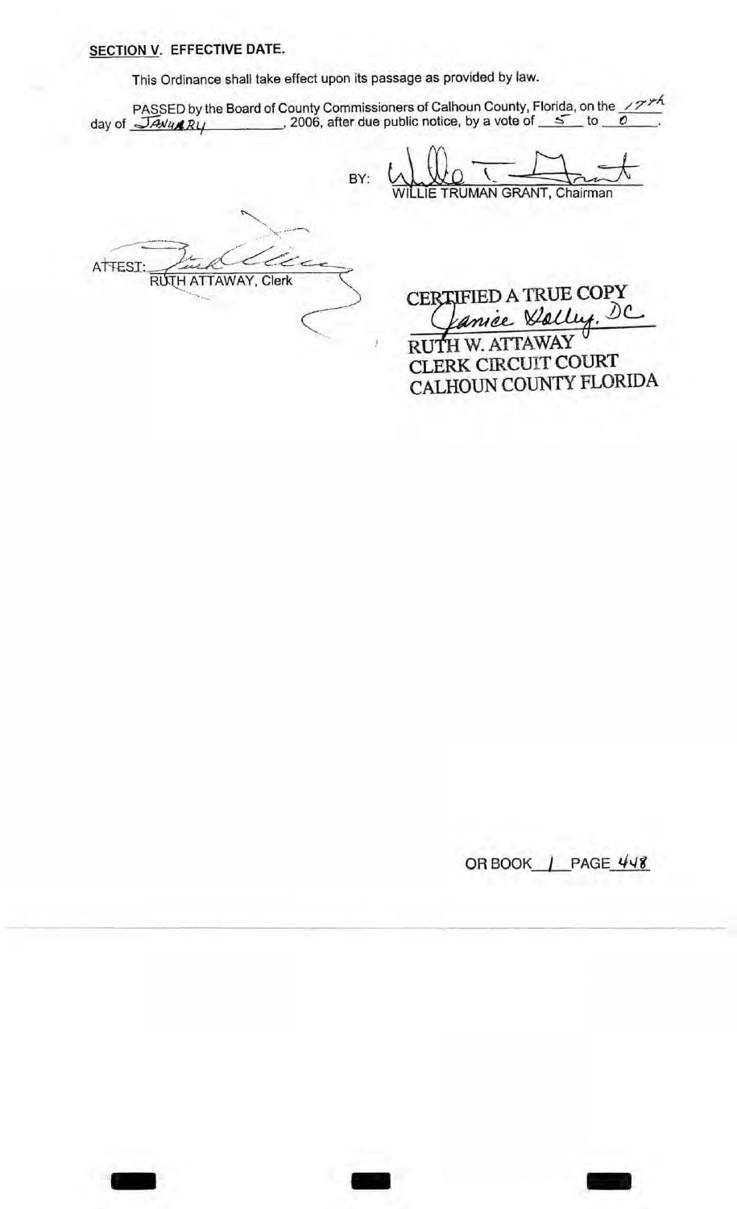**SECTION V. EFFECTIVE DATE.**

This Ordinance shall take effect upon its passage as provided by law.

PASSED by the Board of County Commissioners of Calhoun County, Florida, on the 17th day of JANUARY, 2006, after due public notice, by a vote of 5 to 0.

BY: _______________
WILLIE TRUMAN GRANT, Chairman

ATTEST: _______________
RUTH ATTAWAY, Clerk

CERTIFIED A TRUE COPY
Janice Walley, DC
RUTH W. ATTAWAY
CLERK CIRCUIT COURT
CALHOUN COUNTY FLORIDA

OR BOOK 1 PAGE 448